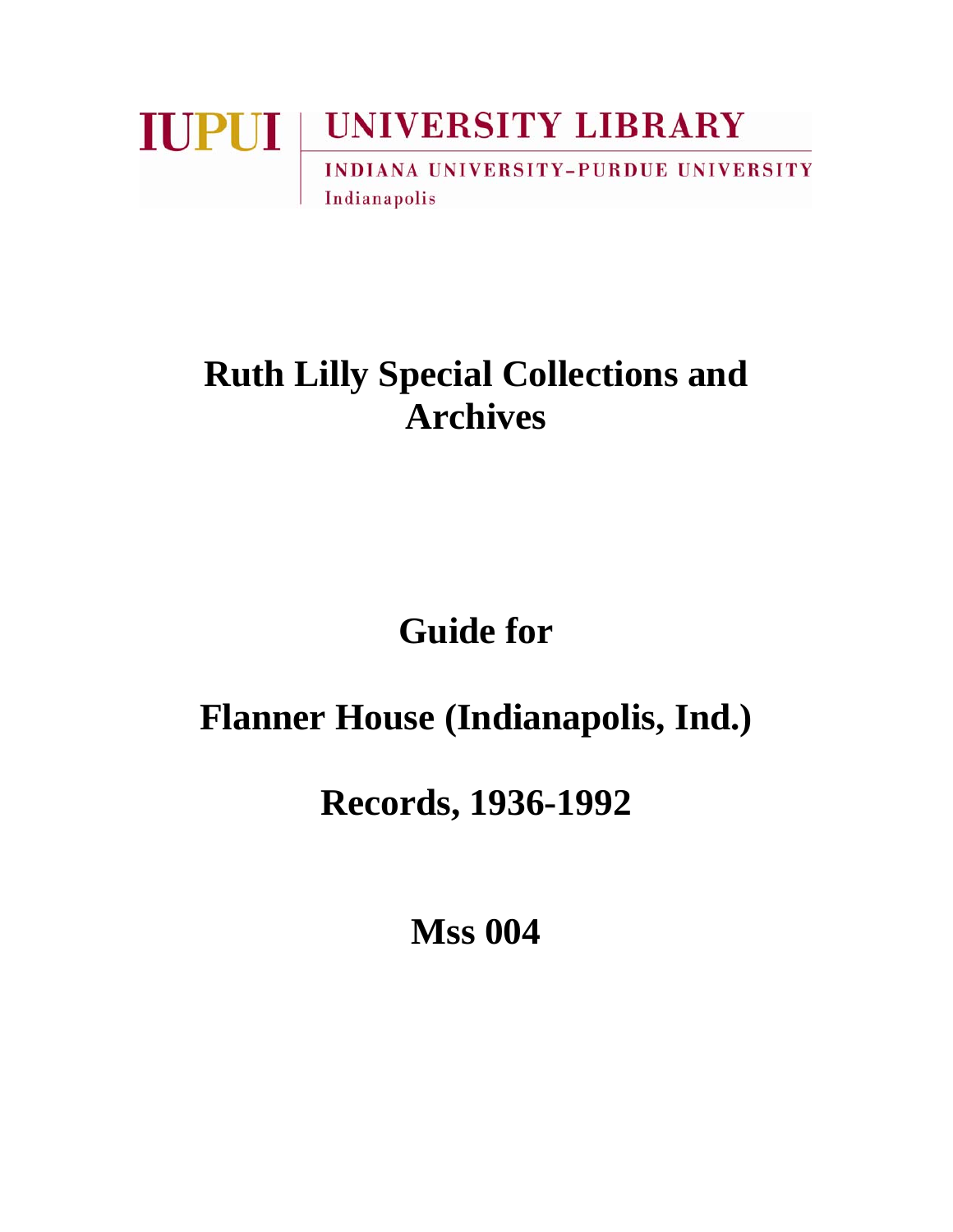IUPUI | UNIVERSITY LIBRARY

INDIANA UNIVERSITY–PURDUE UNIVERSITY

Indianapolis

# Ruth Lilly Special Collections and Archives

# Guide for

# Flanner House (Indianapolis, Ind.)

# Records, 1936-1992

# Mss 004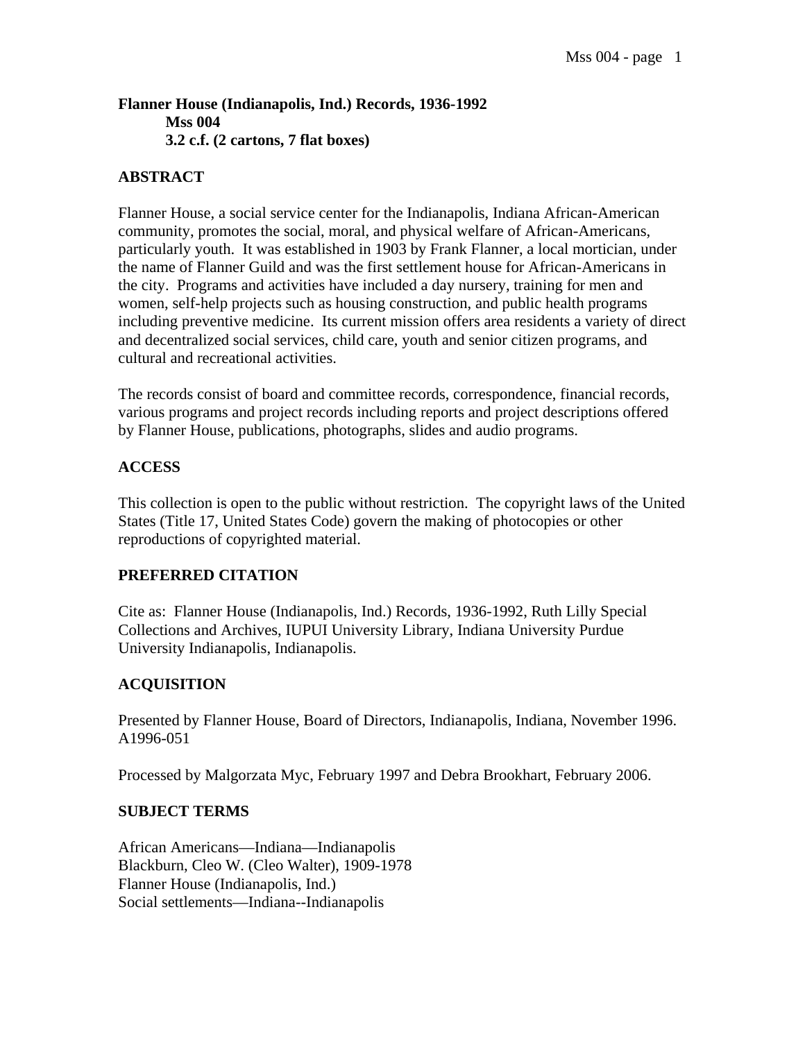**Flanner House (Indianapolis, Ind.) Records, 1936-1992**
**Mss 004**
**3.2 c.f. (2 cartons, 7 flat boxes)**

## ABSTRACT

Flanner House, a social service center for the Indianapolis, Indiana African-American community, promotes the social, moral, and physical welfare of African-Americans, particularly youth. It was established in 1903 by Frank Flanner, a local mortician, under the name of Flanner Guild and was the first settlement house for African-Americans in the city. Programs and activities have included a day nursery, training for men and women, self-help projects such as housing construction, and public health programs including preventive medicine. Its current mission offers area residents a variety of direct and decentralized social services, child care, youth and senior citizen programs, and cultural and recreational activities.

The records consist of board and committee records, correspondence, financial records, various programs and project records including reports and project descriptions offered by Flanner House, publications, photographs, slides and audio programs.

## ACCESS

This collection is open to the public without restriction. The copyright laws of the United States (Title 17, United States Code) govern the making of photocopies or other reproductions of copyrighted material.

## PREFERRED CITATION

Cite as: Flanner House (Indianapolis, Ind.) Records, 1936-1992, Ruth Lilly Special Collections and Archives, IUPUI University Library, Indiana University Purdue University Indianapolis, Indianapolis.

## ACQUISITION

Presented by Flanner House, Board of Directors, Indianapolis, Indiana, November 1996. A1996-051

Processed by Malgorzata Myc, February 1997 and Debra Brookhart, February 2006.

## SUBJECT TERMS

African Americans—Indiana—Indianapolis
Blackburn, Cleo W. (Cleo Walter), 1909-1978
Flanner House (Indianapolis, Ind.)
Social settlements—Indiana--Indianapolis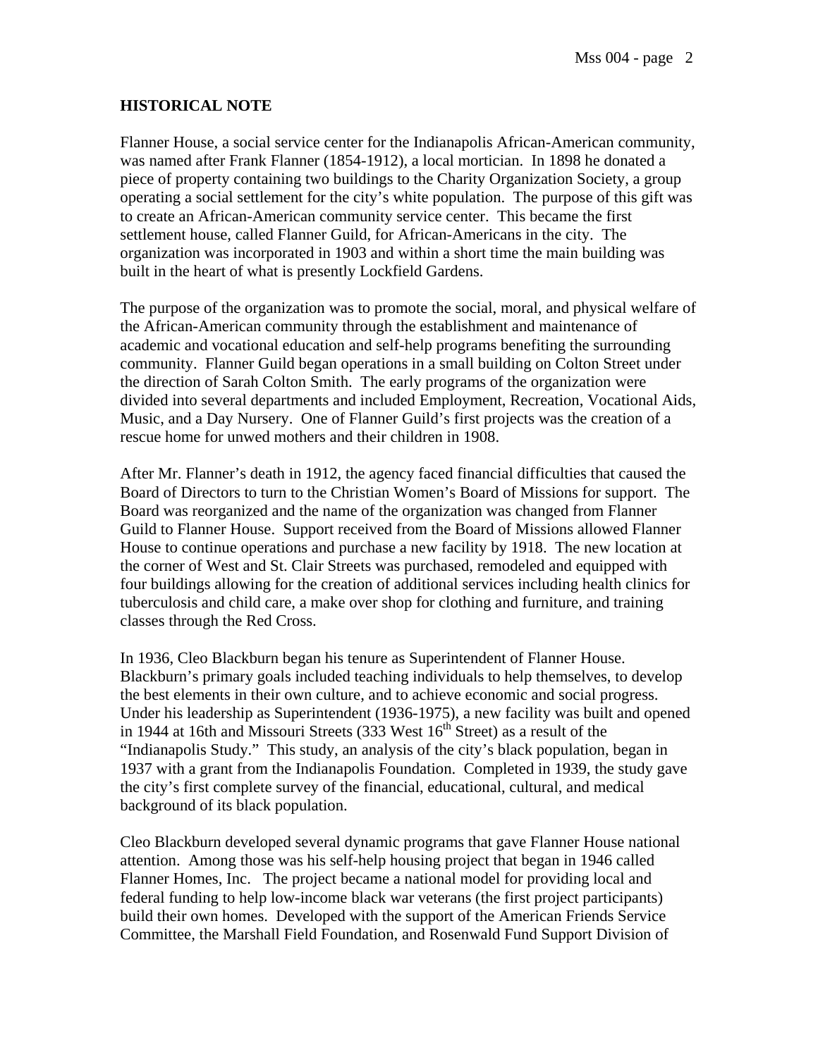## HISTORICAL NOTE

Flanner House, a social service center for the Indianapolis African-American community, was named after Frank Flanner (1854-1912), a local mortician. In 1898 he donated a piece of property containing two buildings to the Charity Organization Society, a group operating a social settlement for the city's white population. The purpose of this gift was to create an African-American community service center. This became the first settlement house, called Flanner Guild, for African-Americans in the city. The organization was incorporated in 1903 and within a short time the main building was built in the heart of what is presently Lockfield Gardens.

The purpose of the organization was to promote the social, moral, and physical welfare of the African-American community through the establishment and maintenance of academic and vocational education and self-help programs benefiting the surrounding community. Flanner Guild began operations in a small building on Colton Street under the direction of Sarah Colton Smith. The early programs of the organization were divided into several departments and included Employment, Recreation, Vocational Aids, Music, and a Day Nursery. One of Flanner Guild's first projects was the creation of a rescue home for unwed mothers and their children in 1908.

After Mr. Flanner's death in 1912, the agency faced financial difficulties that caused the Board of Directors to turn to the Christian Women's Board of Missions for support. The Board was reorganized and the name of the organization was changed from Flanner Guild to Flanner House. Support received from the Board of Missions allowed Flanner House to continue operations and purchase a new facility by 1918. The new location at the corner of West and St. Clair Streets was purchased, remodeled and equipped with four buildings allowing for the creation of additional services including health clinics for tuberculosis and child care, a make over shop for clothing and furniture, and training classes through the Red Cross.

In 1936, Cleo Blackburn began his tenure as Superintendent of Flanner House. Blackburn's primary goals included teaching individuals to help themselves, to develop the best elements in their own culture, and to achieve economic and social progress. Under his leadership as Superintendent (1936-1975), a new facility was built and opened in 1944 at 16th and Missouri Streets (333 West 16th Street) as a result of the "Indianapolis Study." This study, an analysis of the city's black population, began in 1937 with a grant from the Indianapolis Foundation. Completed in 1939, the study gave the city's first complete survey of the financial, educational, cultural, and medical background of its black population.

Cleo Blackburn developed several dynamic programs that gave Flanner House national attention. Among those was his self-help housing project that began in 1946 called Flanner Homes, Inc. The project became a national model for providing local and federal funding to help low-income black war veterans (the first project participants) build their own homes. Developed with the support of the American Friends Service Committee, the Marshall Field Foundation, and Rosenwald Fund Support Division of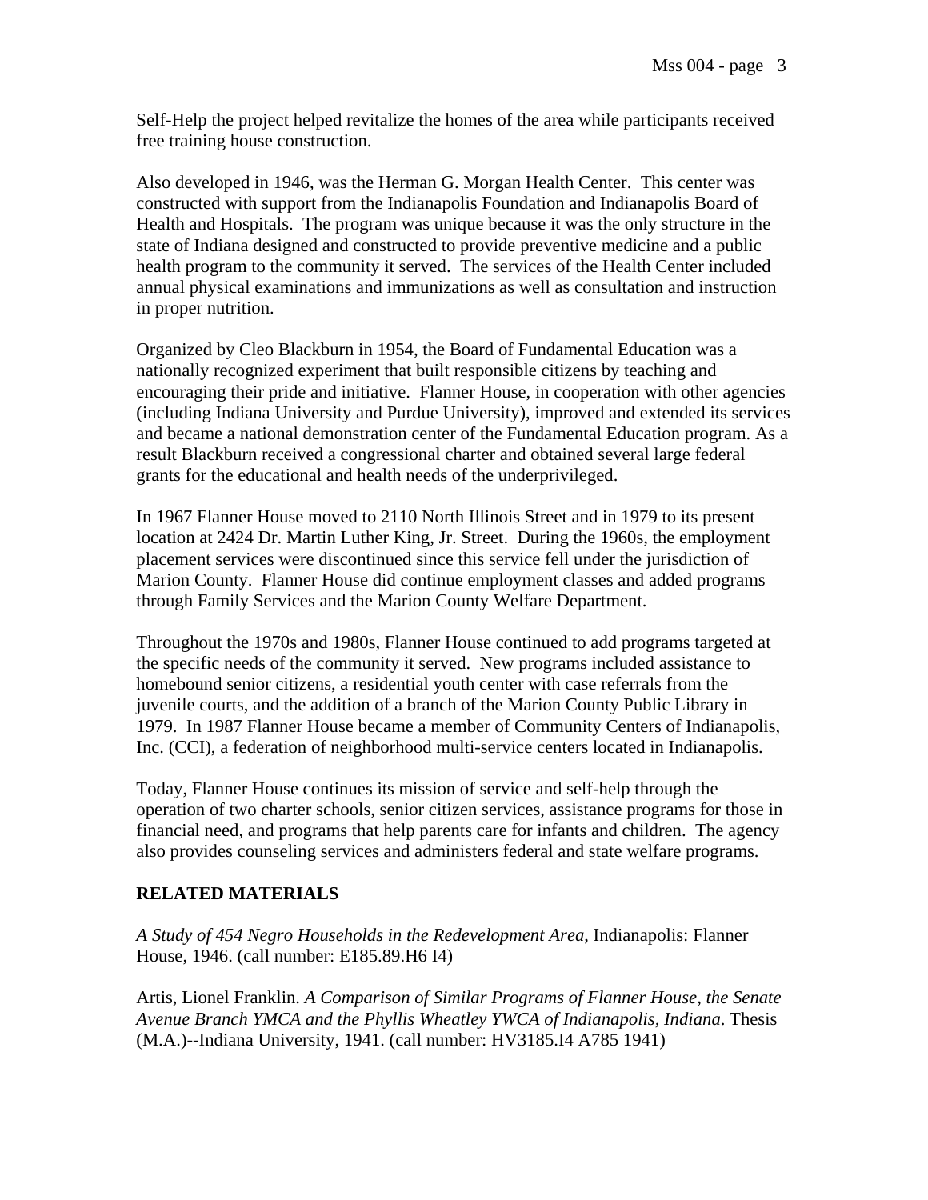Self-Help the project helped revitalize the homes of the area while participants received free training house construction.

Also developed in 1946, was the Herman G. Morgan Health Center. This center was constructed with support from the Indianapolis Foundation and Indianapolis Board of Health and Hospitals. The program was unique because it was the only structure in the state of Indiana designed and constructed to provide preventive medicine and a public health program to the community it served. The services of the Health Center included annual physical examinations and immunizations as well as consultation and instruction in proper nutrition.

Organized by Cleo Blackburn in 1954, the Board of Fundamental Education was a nationally recognized experiment that built responsible citizens by teaching and encouraging their pride and initiative. Flanner House, in cooperation with other agencies (including Indiana University and Purdue University), improved and extended its services and became a national demonstration center of the Fundamental Education program. As a result Blackburn received a congressional charter and obtained several large federal grants for the educational and health needs of the underprivileged.

In 1967 Flanner House moved to 2110 North Illinois Street and in 1979 to its present location at 2424 Dr. Martin Luther King, Jr. Street. During the 1960s, the employment placement services were discontinued since this service fell under the jurisdiction of Marion County. Flanner House did continue employment classes and added programs through Family Services and the Marion County Welfare Department.

Throughout the 1970s and 1980s, Flanner House continued to add programs targeted at the specific needs of the community it served. New programs included assistance to homebound senior citizens, a residential youth center with case referrals from the juvenile courts, and the addition of a branch of the Marion County Public Library in 1979. In 1987 Flanner House became a member of Community Centers of Indianapolis, Inc. (CCI), a federation of neighborhood multi-service centers located in Indianapolis.

Today, Flanner House continues its mission of service and self-help through the operation of two charter schools, senior citizen services, assistance programs for those in financial need, and programs that help parents care for infants and children. The agency also provides counseling services and administers federal and state welfare programs.

## RELATED MATERIALS

*A Study of 454 Negro Households in the Redevelopment Area*, Indianapolis: Flanner House, 1946. (call number: E185.89.H6 I4)

Artis, Lionel Franklin. *A Comparison of Similar Programs of Flanner House, the Senate Avenue Branch YMCA and the Phyllis Wheatley YWCA of Indianapolis, Indiana*. Thesis (M.A.)--Indiana University, 1941. (call number: HV3185.I4 A785 1941)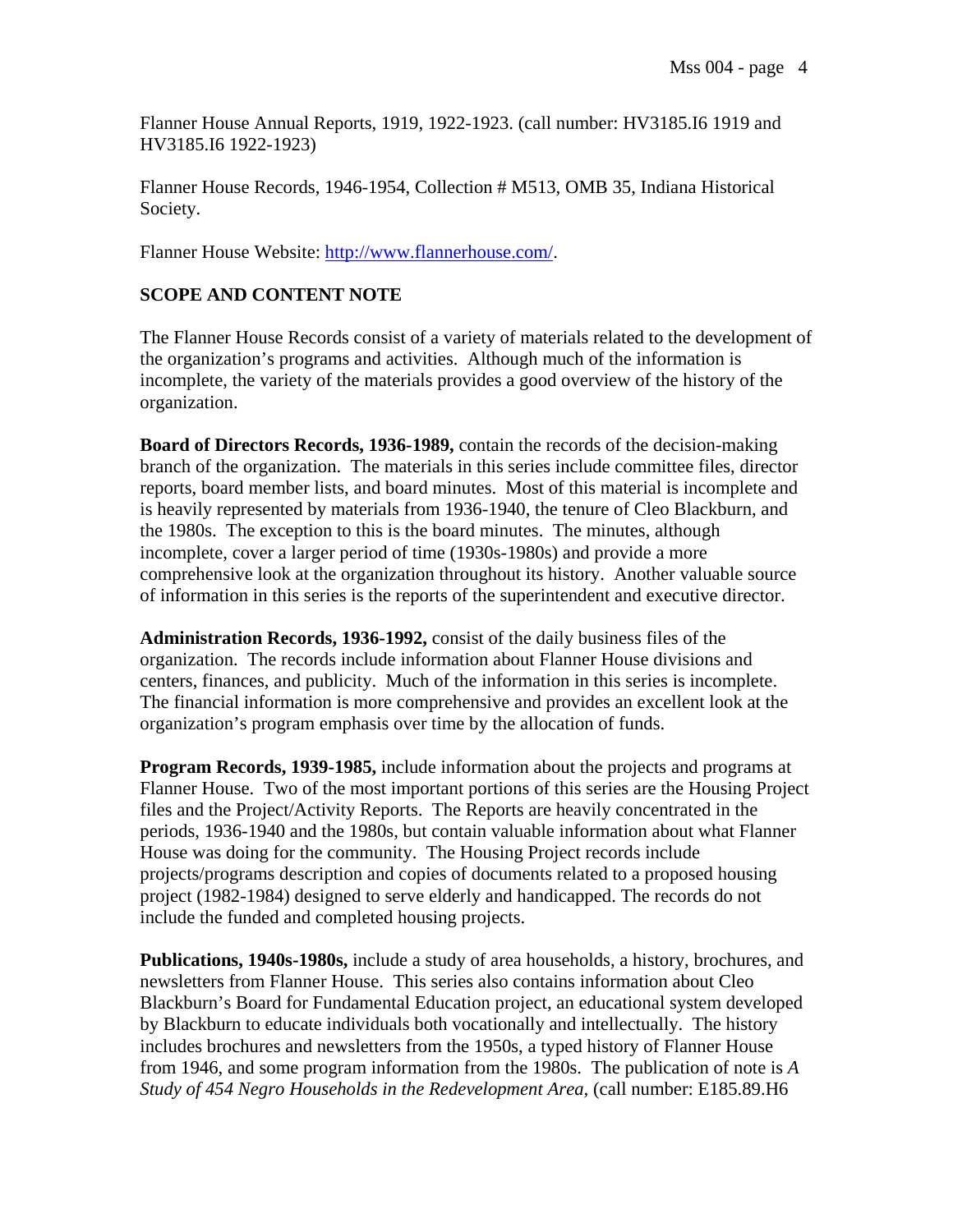Flanner House Annual Reports, 1919, 1922-1923. (call number: HV3185.I6 1919 and HV3185.I6 1922-1923)

Flanner House Records, 1946-1954, Collection # M513, OMB 35, Indiana Historical Society.

Flanner House Website: http://www.flannerhouse.com/.

## SCOPE AND CONTENT NOTE

The Flanner House Records consist of a variety of materials related to the development of the organization's programs and activities. Although much of the information is incomplete, the variety of the materials provides a good overview of the history of the organization.

**Board of Directors Records, 1936-1989,** contain the records of the decision-making branch of the organization. The materials in this series include committee files, director reports, board member lists, and board minutes. Most of this material is incomplete and is heavily represented by materials from 1936-1940, the tenure of Cleo Blackburn, and the 1980s. The exception to this is the board minutes. The minutes, although incomplete, cover a larger period of time (1930s-1980s) and provide a more comprehensive look at the organization throughout its history. Another valuable source of information in this series is the reports of the superintendent and executive director.

**Administration Records, 1936-1992,** consist of the daily business files of the organization. The records include information about Flanner House divisions and centers, finances, and publicity. Much of the information in this series is incomplete. The financial information is more comprehensive and provides an excellent look at the organization's program emphasis over time by the allocation of funds.

**Program Records, 1939-1985,** include information about the projects and programs at Flanner House. Two of the most important portions of this series are the Housing Project files and the Project/Activity Reports. The Reports are heavily concentrated in the periods, 1936-1940 and the 1980s, but contain valuable information about what Flanner House was doing for the community. The Housing Project records include projects/programs description and copies of documents related to a proposed housing project (1982-1984) designed to serve elderly and handicapped. The records do not include the funded and completed housing projects.

**Publications, 1940s-1980s,** include a study of area households, a history, brochures, and newsletters from Flanner House. This series also contains information about Cleo Blackburn's Board for Fundamental Education project, an educational system developed by Blackburn to educate individuals both vocationally and intellectually. The history includes brochures and newsletters from the 1950s, a typed history of Flanner House from 1946, and some program information from the 1980s. The publication of note is *A Study of 454 Negro Households in the Redevelopment Area,* (call number: E185.89.H6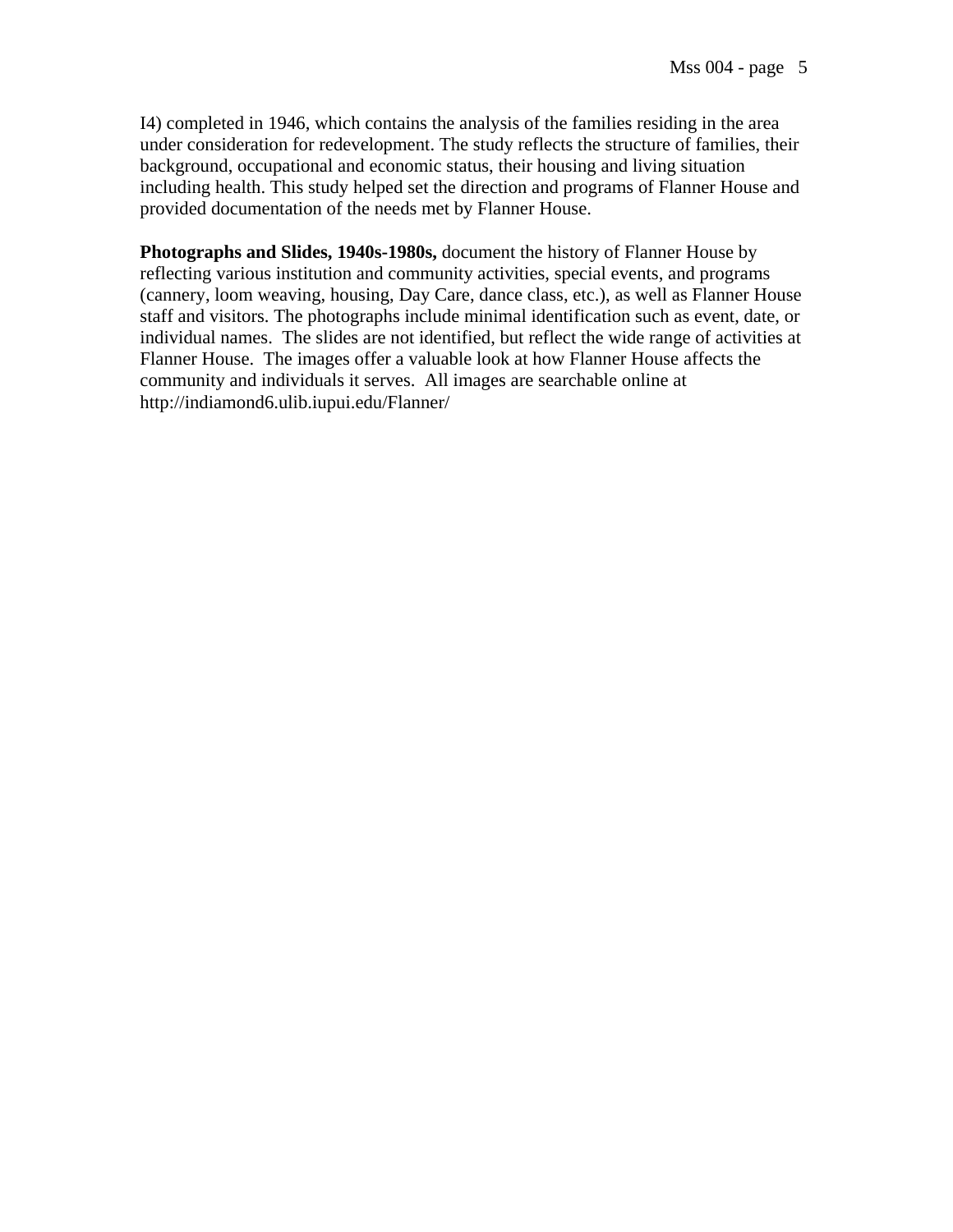I4) completed in 1946, which contains the analysis of the families residing in the area under consideration for redevelopment. The study reflects the structure of families, their background, occupational and economic status, their housing and living situation including health. This study helped set the direction and programs of Flanner House and provided documentation of the needs met by Flanner House.

**Photographs and Slides, 1940s-1980s,** document the history of Flanner House by reflecting various institution and community activities, special events, and programs (cannery, loom weaving, housing, Day Care, dance class, etc.), as well as Flanner House staff and visitors. The photographs include minimal identification such as event, date, or individual names. The slides are not identified, but reflect the wide range of activities at Flanner House. The images offer a valuable look at how Flanner House affects the community and individuals it serves. All images are searchable online at http://indiamond6.ulib.iupui.edu/Flanner/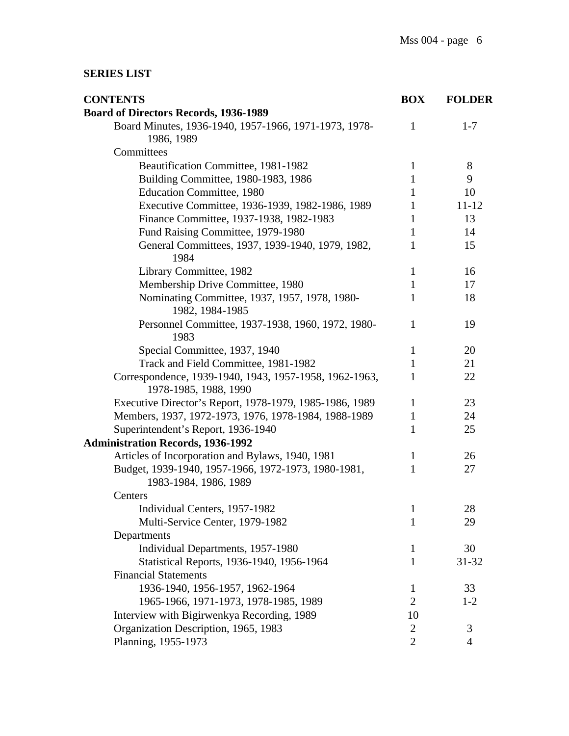## SERIES LIST

| CONTENTS | BOX | FOLDER |
|---|---|---|
| **Board of Directors Records, 1936-1989** | | |
| Board Minutes, 1936-1940, 1957-1966, 1971-1973, 1978-1986, 1989 | 1 | 1-7 |
| Committees | | |
| Beautification Committee, 1981-1982 | 1 | 8 |
| Building Committee, 1980-1983, 1986 | 1 | 9 |
| Education Committee, 1980 | 1 | 10 |
| Executive Committee, 1936-1939, 1982-1986, 1989 | 1 | 11-12 |
| Finance Committee, 1937-1938, 1982-1983 | 1 | 13 |
| Fund Raising Committee, 1979-1980 | 1 | 14 |
| General Committees, 1937, 1939-1940, 1979, 1982, 1984 | 1 | 15 |
| Library Committee, 1982 | 1 | 16 |
| Membership Drive Committee, 1980 | 1 | 17 |
| Nominating Committee, 1937, 1957, 1978, 1980-1982, 1984-1985 | 1 | 18 |
| Personnel Committee, 1937-1938, 1960, 1972, 1980-1983 | 1 | 19 |
| Special Committee, 1937, 1940 | 1 | 20 |
| Track and Field Committee, 1981-1982 | 1 | 21 |
| Correspondence, 1939-1940, 1943, 1957-1958, 1962-1963, 1978-1985, 1988, 1990 | 1 | 22 |
| Executive Director's Report, 1978-1979, 1985-1986, 1989 | 1 | 23 |
| Members, 1937, 1972-1973, 1976, 1978-1984, 1988-1989 | 1 | 24 |
| Superintendent's Report, 1936-1940 | 1 | 25 |
| **Administration Records, 1936-1992** | | |
| Articles of Incorporation and Bylaws, 1940, 1981 | 1 | 26 |
| Budget, 1939-1940, 1957-1966, 1972-1973, 1980-1981, 1983-1984, 1986, 1989 | 1 | 27 |
| Centers | | |
| Individual Centers, 1957-1982 | 1 | 28 |
| Multi-Service Center, 1979-1982 | 1 | 29 |
| Departments | | |
| Individual Departments, 1957-1980 | 1 | 30 |
| Statistical Reports, 1936-1940, 1956-1964 | 1 | 31-32 |
| Financial Statements | | |
| 1936-1940, 1956-1957, 1962-1964 | 1 | 33 |
| 1965-1966, 1971-1973, 1978-1985, 1989 | 2 | 1-2 |
| Interview with Bigirwenkya Recording, 1989 | 10 | |
| Organization Description, 1965, 1983 | 2 | 3 |
| Planning, 1955-1973 | 2 | 4 |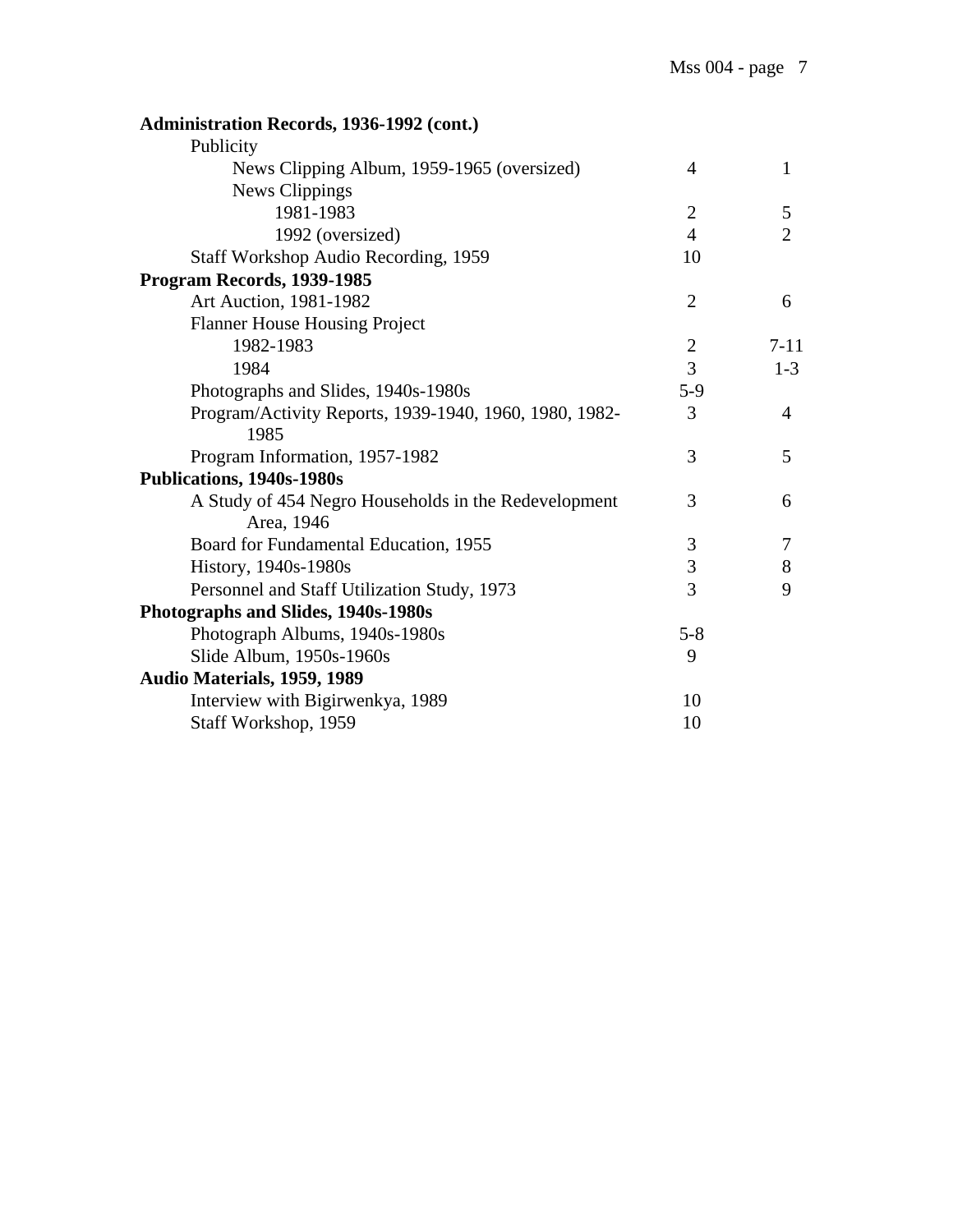| | | |
|---|---|---|
| **Administration Records, 1936-1992 (cont.)** | | |
| Publicity | | |
| News Clipping Album, 1959-1965 (oversized) | 4 | 1 |
| News Clippings | | |
| 1981-1983 | 2 | 5 |
| 1992 (oversized) | 4 | 2 |
| Staff Workshop Audio Recording, 1959 | 10 | |
| **Program Records, 1939-1985** | | |
| Art Auction, 1981-1982 | 2 | 6 |
| Flanner House Housing Project | | |
| 1982-1983 | 2 | 7-11 |
| 1984 | 3 | 1-3 |
| Photographs and Slides, 1940s-1980s | 5-9 | |
| Program/Activity Reports, 1939-1940, 1960, 1980, 1982-1985 | 3 | 4 |
| Program Information, 1957-1982 | 3 | 5 |
| **Publications, 1940s-1980s** | | |
| A Study of 454 Negro Households in the Redevelopment Area, 1946 | 3 | 6 |
| Board for Fundamental Education, 1955 | 3 | 7 |
| History, 1940s-1980s | 3 | 8 |
| Personnel and Staff Utilization Study, 1973 | 3 | 9 |
| **Photographs and Slides, 1940s-1980s** | | |
| Photograph Albums, 1940s-1980s | 5-8 | |
| Slide Album, 1950s-1960s | 9 | |
| **Audio Materials, 1959, 1989** | | |
| Interview with Bigirwenkya, 1989 | 10 | |
| Staff Workshop, 1959 | 10 | |